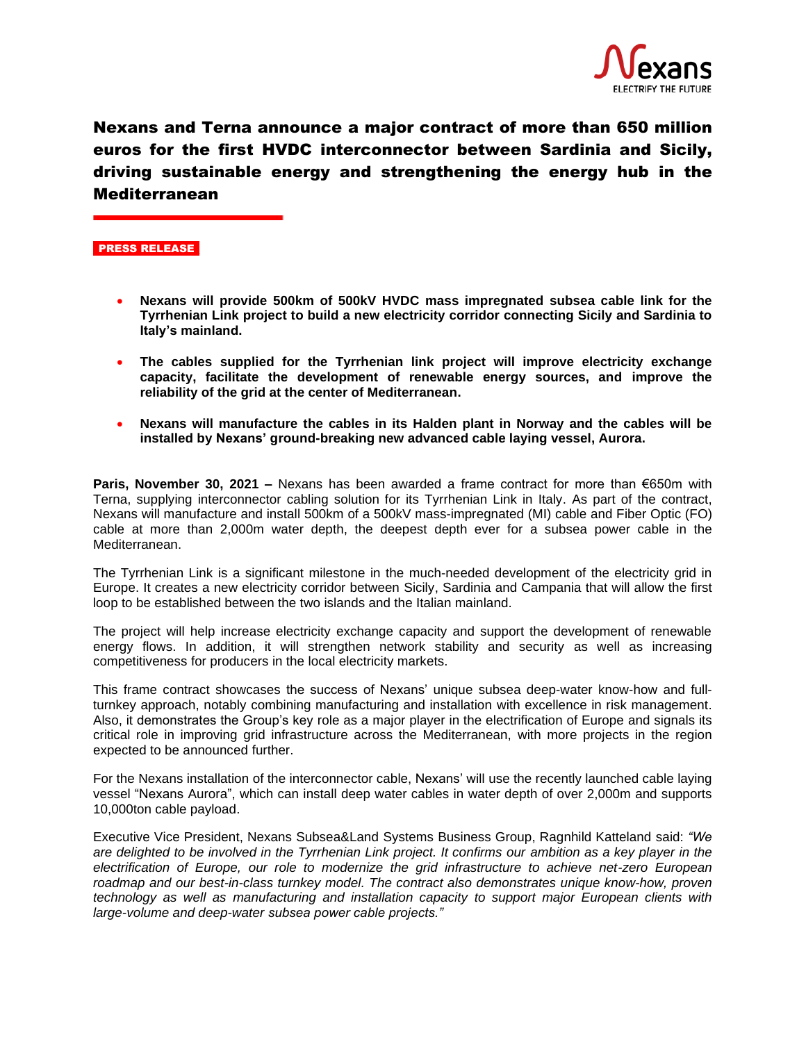# Nexans and Terna announce a major contract of more than 650 million euros for the first HVDC interconnector between Sardinia and Sicily, driving sustainable energy and strengthening the energy hub in the Mediterranean

**PRESS RELEASE**

- **Nexans will provide 500km of 500kV HVDC mass impregnated subsea cable link for the Tyrrhenian Link project to build a new electricity corridor connecting Sicily and Sardinia to Italy's mainland.**
- **The cables supplied for the Tyrrhenian link project will improve electricity exchange capacity, facilitate the development of renewable energy sources, and improve the reliability of the grid at the center of Mediterranean.**
- **Nexans will manufacture the cables in its Halden plant in Norway and the cables will be installed by Nexans' ground-breaking new advanced cable laying vessel, Aurora.**

**Paris, November 30, 2021 –** Nexans has been awarded a frame contract for more than €650m with Terna, supplying interconnector cabling solution for its Tyrrhenian Link in Italy. As part of the contract, Nexans will manufacture and install 500km of a 500kV mass-impregnated (MI) cable and Fiber Optic (FO) cable at more than 2,000m water depth, the deepest depth ever for a subsea power cable in the Mediterranean.

The Tyrrhenian Link is a significant milestone in the much-needed development of the electricity grid in Europe. It creates a new electricity corridor between Sicily, Sardinia and Campania that will allow the first loop to be established between the two islands and the Italian mainland.

The project will help increase electricity exchange capacity and support the development of renewable energy flows. In addition, it will strengthen network stability and security as well as increasing competitiveness for producers in the local electricity markets.

This frame contract showcases the success of Nexans' unique subsea deep-water know-how and full-turnkey approach, notably combining manufacturing and installation with excellence in risk management. Also, it demonstrates the Group's key role as a major player in the electrification of Europe and signals its critical role in improving grid infrastructure across the Mediterranean, with more projects in the region expected to be announced further.

For the Nexans installation of the interconnector cable, Nexans' will use the recently launched cable laying vessel "Nexans Aurora", which can install deep water cables in water depth of over 2,000m and supports 10,000ton cable payload.

Executive Vice President, Nexans Subsea&Land Systems Business Group, Ragnhild Katteland said: *"We are delighted to be involved in the Tyrrhenian Link project. It confirms our ambition as a key player in the electrification of Europe, our role to modernize the grid infrastructure to achieve net-zero European roadmap and our best-in-class turnkey model. The contract also demonstrates unique know-how, proven technology as well as manufacturing and installation capacity to support major European clients with large-volume and deep-water subsea power cable projects."*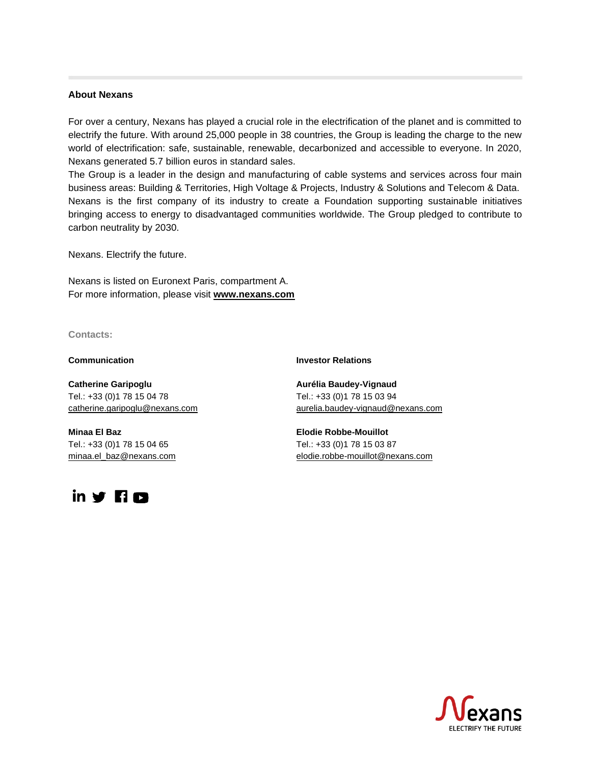**About Nexans**

For over a century, Nexans has played a crucial role in the electrification of the planet and is committed to electrify the future. With around 25,000 people in 38 countries, the Group is leading the charge to the new world of electrification: safe, sustainable, renewable, decarbonized and accessible to everyone. In 2020, Nexans generated 5.7 billion euros in standard sales.
The Group is a leader in the design and manufacturing of cable systems and services across four main business areas: Building & Territories, High Voltage & Projects, Industry & Solutions and Telecom & Data.
Nexans is the first company of its industry to create a Foundation supporting sustainable initiatives bringing access to energy to disadvantaged communities worldwide. The Group pledged to contribute to carbon neutrality by 2030.

Nexans. Electrify the future.

Nexans is listed on Euronext Paris, compartment A.
For more information, please visit **www.nexans.com**

**Contacts:**

**Communication**

**Catherine Garipoglu**
Tel.: +33 (0)1 78 15 04 78
catherine.garipoglu@nexans.com

**Minaa El Baz**
Tel.: +33 (0)1 78 15 04 65
minaa.el_baz@nexans.com

**Investor Relations**

**Aurélia Baudey-Vignaud**
Tel.: +33 (0)1 78 15 03 94
aurelia.baudey-vignaud@nexans.com

**Elodie Robbe-Mouillot**
Tel.: +33 (0)1 78 15 03 87
elodie.robbe-mouillot@nexans.com

Nexans
ELECTRIFY THE FUTURE